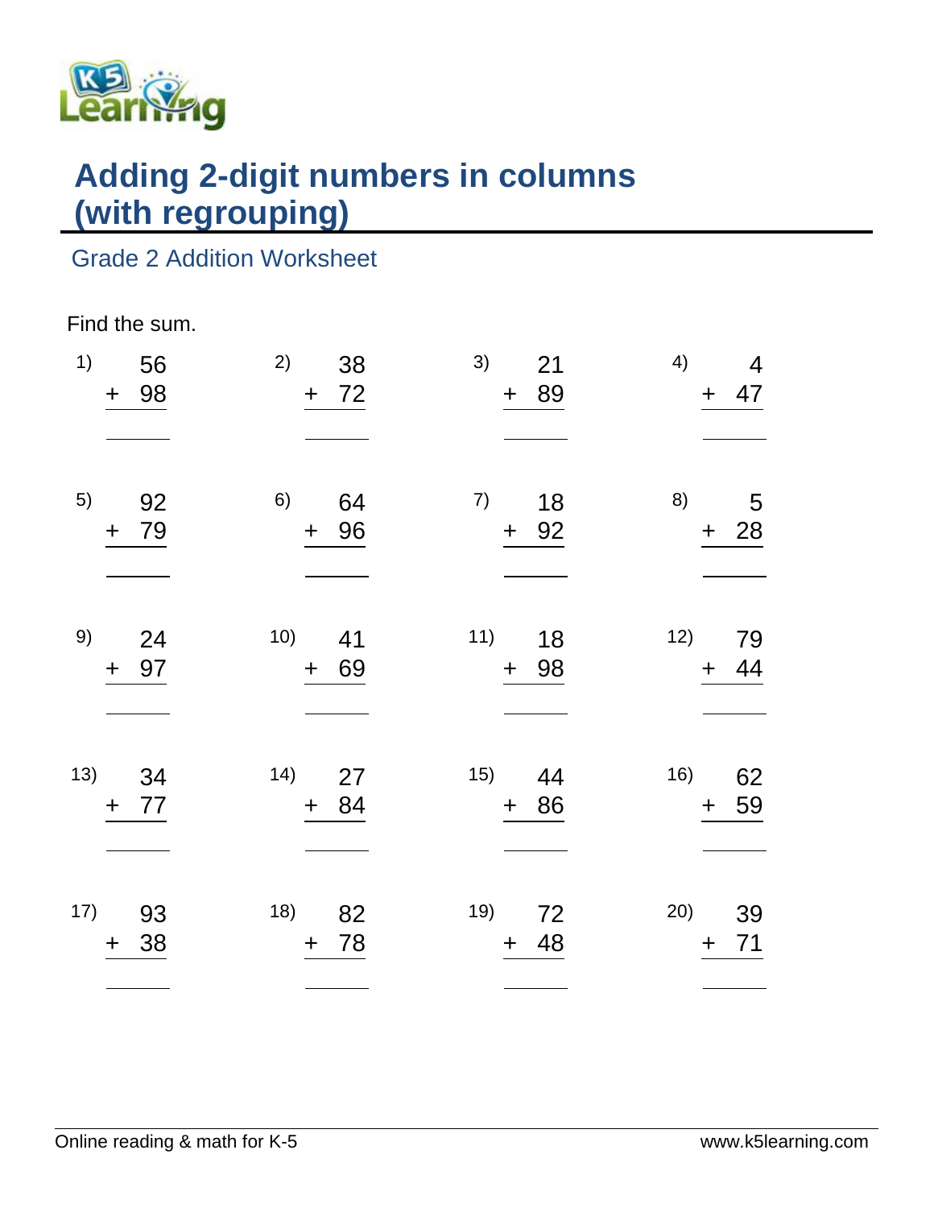# Adding 2-digit numbers in columns (with regrouping)

## Grade 2 Addition Worksheet

Find the sum.

| | | | |
|---|---|---|---|
| 1) 56 + 98 = ____ | 2) 38 + 72 = ____ | 3) 21 + 89 = ____ | 4) 4 + 47 = ____ |
| 5) 92 + 79 = ____ | 6) 64 + 96 = ____ | 7) 18 + 92 = ____ | 8) 5 + 28 = ____ |
| 9) 24 + 97 = ____ | 10) 41 + 69 = ____ | 11) 18 + 98 = ____ | 12) 79 + 44 = ____ |
| 13) 34 + 77 = ____ | 14) 27 + 84 = ____ | 15) 44 + 86 = ____ | 16) 62 + 59 = ____ |
| 17) 93 + 38 = ____ | 18) 82 + 78 = ____ | 19) 72 + 48 = ____ | 20) 39 + 71 = ____ |

Online reading & math for K-5 www.k5learning.com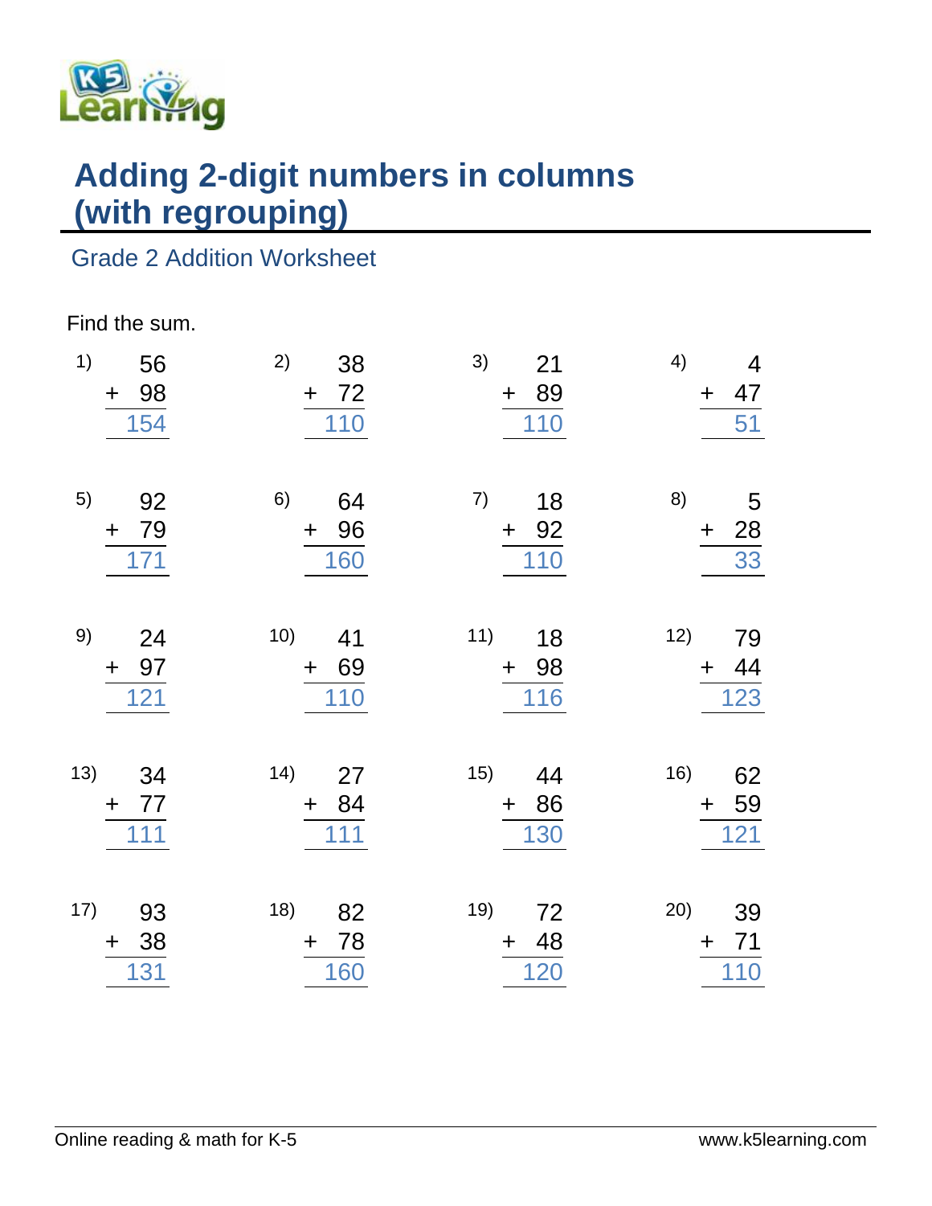# Adding 2-digit numbers in columns (with regrouping)

## Grade 2 Addition Worksheet

Find the sum.

1)
```
   56
+  98
  154
```

2)
```
   38
+  72
  110
```

3)
```
   21
+  89
  110
```

4)
```
    4
+  47
   51
```

5)
```
   92
+  79
  171
```

6)
```
   64
+  96
  160
```

7)
```
   18
+  92
  110
```

8)
```
    5
+  28
   33
```

9)
```
   24
+  97
  121
```

10)
```
   41
+  69
  110
```

11)
```
   18
+  98
  116
```

12)
```
   79
+  44
  123
```

13)
```
   34
+  77
  111
```

14)
```
   27
+  84
  111
```

15)
```
   44
+  86
  130
```

16)
```
   62
+  59
  121
```

17)
```
   93
+  38
  131
```

18)
```
   82
+  78
  160
```

19)
```
   72
+  48
  120
```

20)
```
   39
+  71
  110
```

Online reading & math for K-5 www.k5learning.com